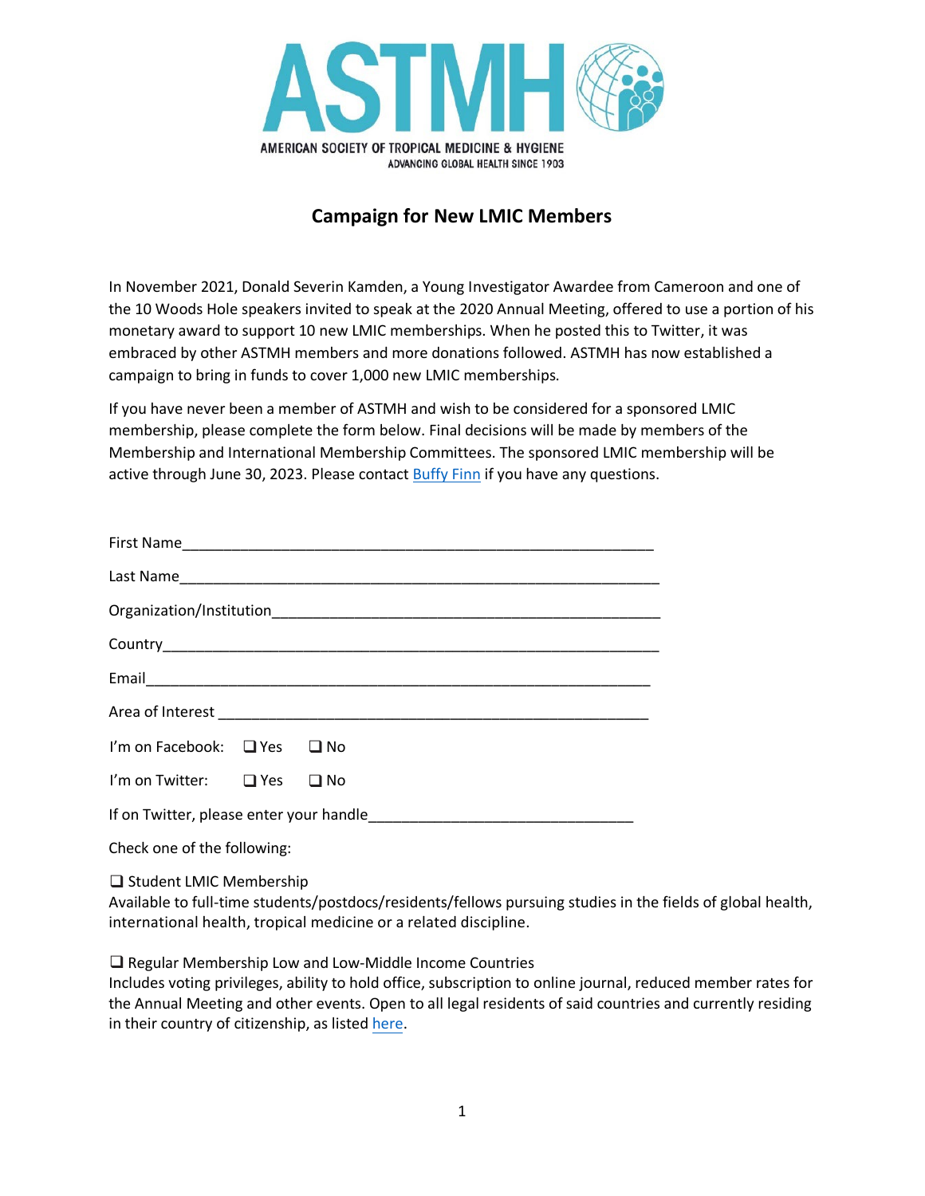AMERICAN SOCIETY OF TROPICAL MEDICINE & HYGIENE

ADVANCING GLOBAL HEALTH SINCE 1903

## Campaign for New LMIC Members

In November 2021, Donald Severin Kamden, a Young Investigator Awardee from Cameroon and one of the 10 Woods Hole speakers invited to speak at the 2020 Annual Meeting, offered to use a portion of his monetary award to support 10 new LMIC memberships. When he posted this to Twitter, it was embraced by other ASTMH members and more donations followed. ASTMH has now established a campaign to bring in funds to cover 1,000 new LMIC memberships.

If you have never been a member of ASTMH and wish to be considered for a sponsored LMIC membership, please complete the form below. Final decisions will be made by members of the Membership and International Membership Committees. The sponsored LMIC membership will be active through June 30, 2023. Please contact Buffy Finn if you have any questions.

First Name___________________________________________________________

Last Name___________________________________________________________

Organization/Institution_______________________________________________

Country_____________________________________________________________

Email_______________________________________________________________

Area of Interest ______________________________________________________

I'm on Facebook: ☐ Yes ☐ No

I'm on Twitter: ☐ Yes ☐ No

If on Twitter, please enter your handle_______________________________

Check one of the following:

☐ Student LMIC Membership
Available to full-time students/postdocs/residents/fellows pursuing studies in the fields of global health, international health, tropical medicine or a related discipline.

☐ Regular Membership Low and Low-Middle Income Countries
Includes voting privileges, ability to hold office, subscription to online journal, reduced member rates for the Annual Meeting and other events. Open to all legal residents of said countries and currently residing in their country of citizenship, as listed here.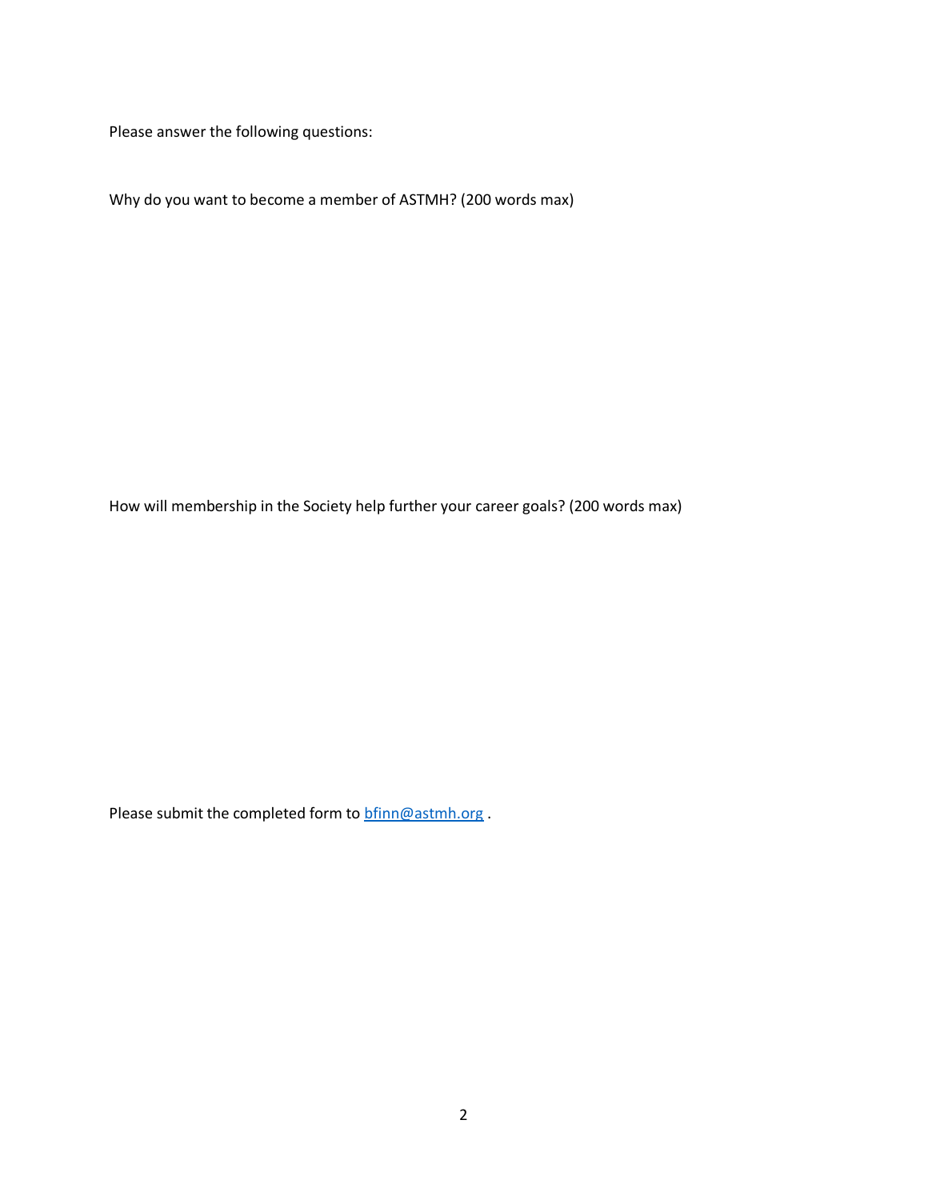Please answer the following questions:

Why do you want to become a member of ASTMH? (200 words max)

How will membership in the Society help further your career goals? (200 words max)

Please submit the completed form to [bfinn@astmh.org](mailto:bfinn@astmh.org) .